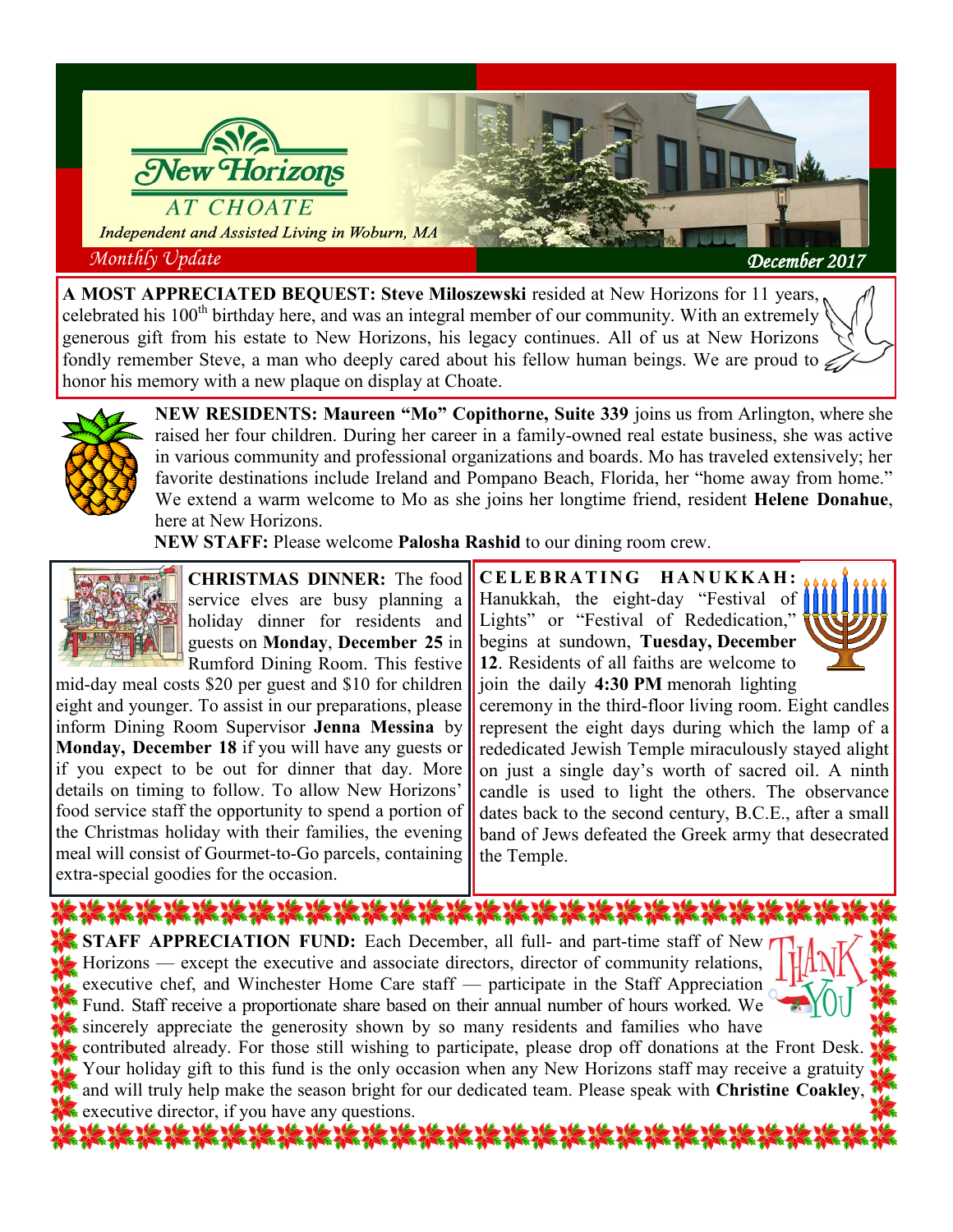# New Horizons AT CHOATE

*Independent and Assisted Living in Woburn, MA*

*Monthly Update* — *December 2017*

**A MOST APPRECIATED BEQUEST: Steve Miloszewski** resided at New Horizons for 11 years, celebrated his 100th birthday here, and was an integral member of our community. With an extremely generous gift from his estate to New Horizons, his legacy continues. All of us at New Horizons fondly remember Steve, a man who deeply cared about his fellow human beings. We are proud to honor his memory with a new plaque on display at Choate.

**NEW RESIDENTS: Maureen "Mo" Copithorne, Suite 339** joins us from Arlington, where she raised her four children. During her career in a family-owned real estate business, she was active in various community and professional organizations and boards. Mo has traveled extensively; her favorite destinations include Ireland and Pompano Beach, Florida, her "home away from home." We extend a warm welcome to Mo as she joins her longtime friend, resident **Helene Donahue**, here at New Horizons.

**NEW STAFF:** Please welcome **Palosha Rashid** to our dining room crew.

**CHRISTMAS DINNER:** The food service elves are busy planning a holiday dinner for residents and guests on **Monday**, **December 25** in Rumford Dining Room. This festive mid-day meal costs $20 per guest and $10 for children eight and younger. To assist in our preparations, please inform Dining Room Supervisor **Jenna Messina** by **Monday, December 18** if you will have any guests or if you expect to be out for dinner that day. More details on timing to follow. To allow New Horizons' food service staff the opportunity to spend a portion of the Christmas holiday with their families, the evening meal will consist of Gourmet-to-Go parcels, containing extra-special goodies for the occasion.

**CELEBRATING HANUKKAH:** Hanukkah, the eight-day "Festival of Lights" or "Festival of Rededication," begins at sundown, **Tuesday, December 12**. Residents of all faiths are welcome to join the daily **4:30 PM** menorah lighting ceremony in the third-floor living room. Eight candles represent the eight days during which the lamp of a rededicated Jewish Temple miraculously stayed alight on just a single day's worth of sacred oil. A ninth candle is used to light the others. The observance dates back to the second century, B.C.E., after a small band of Jews defeated the Greek army that desecrated the Temple.

**STAFF APPRECIATION FUND:** Each December, all full- and part-time staff of New Horizons — except the executive and associate directors, director of community relations, executive chef, and Winchester Home Care staff — participate in the Staff Appreciation Fund. Staff receive a proportionate share based on their annual number of hours worked. We sincerely appreciate the generosity shown by so many residents and families who have contributed already. For those still wishing to participate, please drop off donations at the Front Desk. Your holiday gift to this fund is the only occasion when any New Horizons staff may receive a gratuity and will truly help make the season bright for our dedicated team. Please speak with **Christine Coakley**, executive director, if you have any questions.

THANK YOU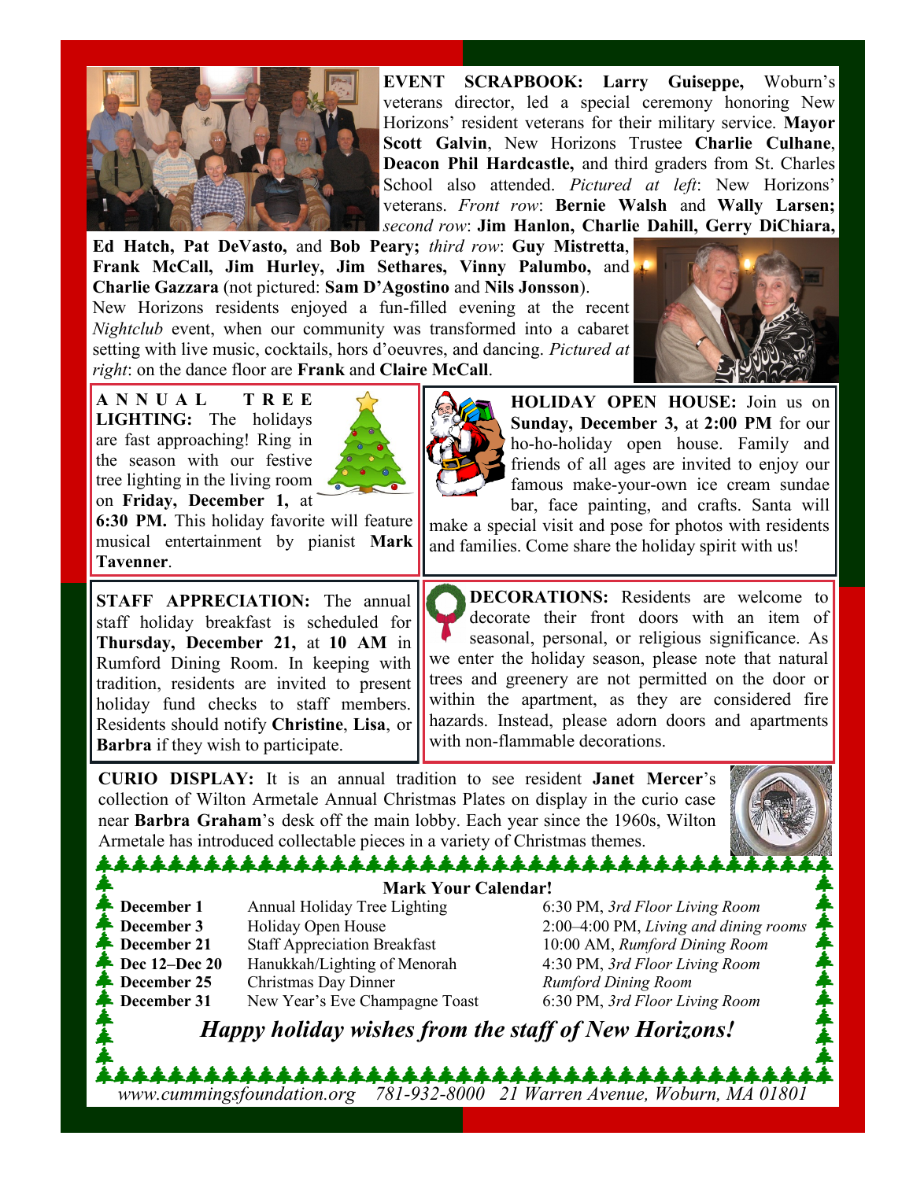**EVENT SCRAPBOOK: Larry Guiseppe,** Woburn's veterans director, led a special ceremony honoring New Horizons' resident veterans for their military service. **Mayor Scott Galvin**, New Horizons Trustee **Charlie Culhane**, **Deacon Phil Hardcastle,** and third graders from St. Charles School also attended. *Pictured at left*: New Horizons' veterans. *Front row*: **Bernie Walsh** and **Wally Larsen;** *second row*: **Jim Hanlon, Charlie Dahill, Gerry DiChiara, Ed Hatch, Pat DeVasto,** and **Bob Peary;** *third row*: **Guy Mistretta**, **Frank McCall, Jim Hurley, Jim Sethares, Vinny Palumbo,** and **Charlie Gazzara** (not pictured: **Sam D'Agostino** and **Nils Jonsson**).

New Horizons residents enjoyed a fun-filled evening at the recent *Nightclub* event, when our community was transformed into a cabaret setting with live music, cocktails, hors d'oeuvres, and dancing. *Pictured at right*: on the dance floor are **Frank** and **Claire McCall**.

**ANNUAL TREE LIGHTING:** The holidays are fast approaching! Ring in the season with our festive tree lighting in the living room on **Friday, December 1,** at **6:30 PM.** This holiday favorite will feature musical entertainment by pianist **Mark Tavenner**.

**HOLIDAY OPEN HOUSE:** Join us on **Sunday, December 3,** at **2:00 PM** for our ho-ho-holiday open house. Family and friends of all ages are invited to enjoy our famous make-your-own ice cream sundae bar, face painting, and crafts. Santa will make a special visit and pose for photos with residents and families. Come share the holiday spirit with us!

**STAFF APPRECIATION:** The annual staff holiday breakfast is scheduled for **Thursday, December 21,** at **10 AM** in Rumford Dining Room. In keeping with tradition, residents are invited to present holiday fund checks to staff members. Residents should notify **Christine**, **Lisa**, or **Barbra** if they wish to participate.

**DECORATIONS:** Residents are welcome to decorate their front doors with an item of seasonal, personal, or religious significance. As we enter the holiday season, please note that natural trees and greenery are not permitted on the door or within the apartment, as they are considered fire hazards. Instead, please adorn doors and apartments with non-flammable decorations.

**CURIO DISPLAY:** It is an annual tradition to see resident **Janet Mercer**'s collection of Wilton Armetale Annual Christmas Plates on display in the curio case near **Barbra Graham**'s desk off the main lobby. Each year since the 1960s, Wilton Armetale has introduced collectable pieces in a variety of Christmas themes.

**Mark Your Calendar!**

| | | |
|---|---|---|
| **December 1** | Annual Holiday Tree Lighting | 6:30 PM, *3rd Floor Living Room* |
| **December 3** | Holiday Open House | 2:00–4:00 PM, *Living and dining rooms* |
| **December 21** | Staff Appreciation Breakfast | 10:00 AM, *Rumford Dining Room* |
| **Dec 12–Dec 20** | Hanukkah/Lighting of Menorah | 4:30 PM, *3rd Floor Living Room* |
| **December 25** | Christmas Day Dinner | *Rumford Dining Room* |
| **December 31** | New Year's Eve Champagne Toast | 6:30 PM, *3rd Floor Living Room* |

***Happy holiday wishes from the staff of New Horizons!***

*www.cummingsfoundation.org 781-932-8000 21 Warren Avenue, Woburn, MA 01801*